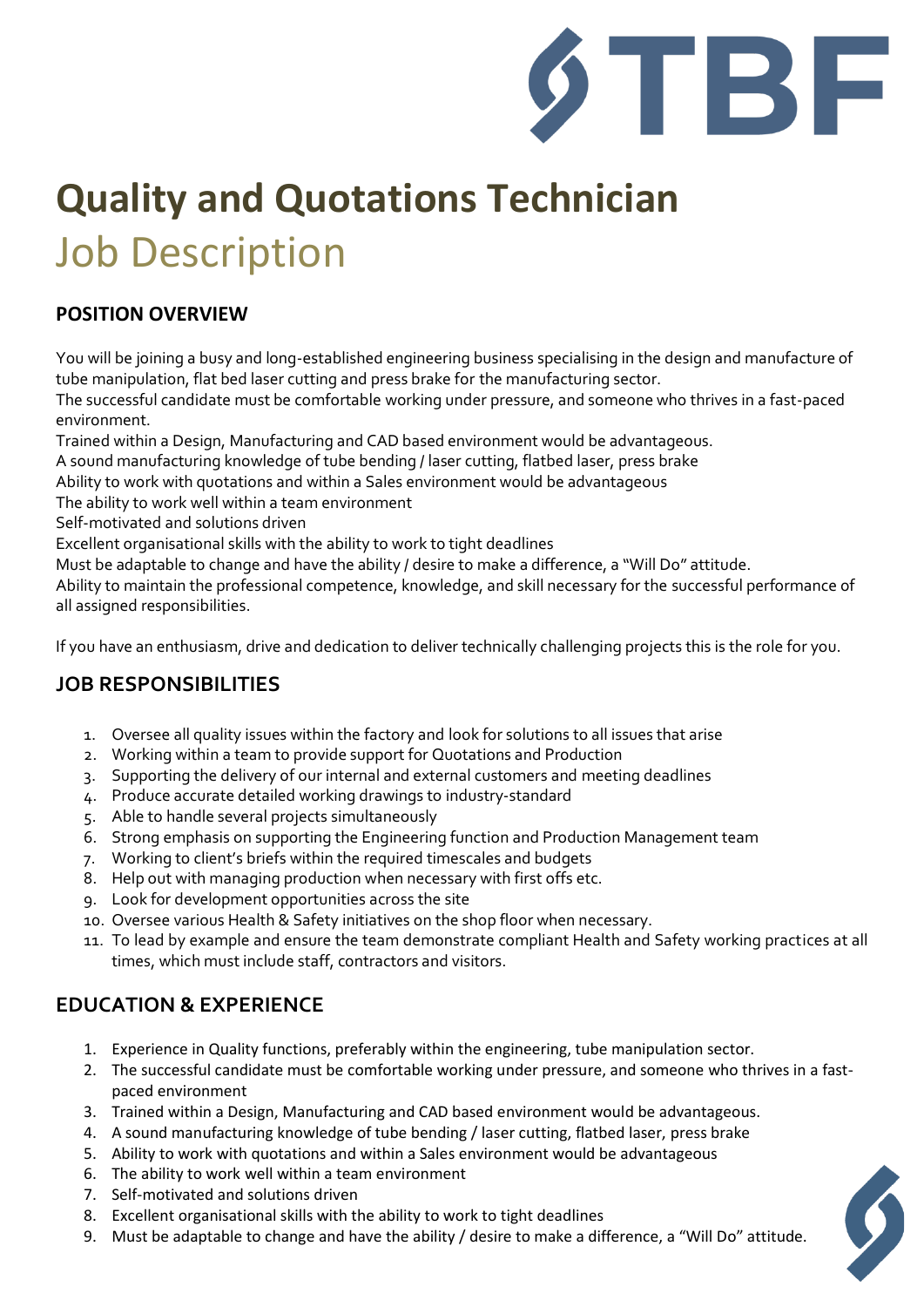# Quality and Quotations Technician

## Job Description

### POSITION OVERVIEW

You will be joining a busy and long-established engineering business specialising in the design and manufacture of tube manipulation, flat bed laser cutting and press brake for the manufacturing sector.
The successful candidate must be comfortable working under pressure, and someone who thrives in a fast-paced environment.
Trained within a Design, Manufacturing and CAD based environment would be advantageous.
A sound manufacturing knowledge of tube bending / laser cutting, flatbed laser, press brake
Ability to work with quotations and within a Sales environment would be advantageous
The ability to work well within a team environment
Self-motivated and solutions driven
Excellent organisational skills with the ability to work to tight deadlines
Must be adaptable to change and have the ability / desire to make a difference, a "Will Do" attitude.
Ability to maintain the professional competence, knowledge, and skill necessary for the successful performance of all assigned responsibilities.

If you have an enthusiasm, drive and dedication to deliver technically challenging projects this is the role for you.

### JOB RESPONSIBILITIES

1. Oversee all quality issues within the factory and look for solutions to all issues that arise
2. Working within a team to provide support for Quotations and Production
3. Supporting the delivery of our internal and external customers and meeting deadlines
4. Produce accurate detailed working drawings to industry-standard
5. Able to handle several projects simultaneously
6. Strong emphasis on supporting the Engineering function and Production Management team
7. Working to client's briefs within the required timescales and budgets
8. Help out with managing production when necessary with first offs etc.
9. Look for development opportunities across the site
10. Oversee various Health & Safety initiatives on the shop floor when necessary.
11. To lead by example and ensure the team demonstrate compliant Health and Safety working practices at all times, which must include staff, contractors and visitors.

### EDUCATION & EXPERIENCE

1. Experience in Quality functions, preferably within the engineering, tube manipulation sector.
2. The successful candidate must be comfortable working under pressure, and someone who thrives in a fast-paced environment
3. Trained within a Design, Manufacturing and CAD based environment would be advantageous.
4. A sound manufacturing knowledge of tube bending / laser cutting, flatbed laser, press brake
5. Ability to work with quotations and within a Sales environment would be advantageous
6. The ability to work well within a team environment
7. Self-motivated and solutions driven
8. Excellent organisational skills with the ability to work to tight deadlines
9. Must be adaptable to change and have the ability / desire to make a difference, a "Will Do" attitude.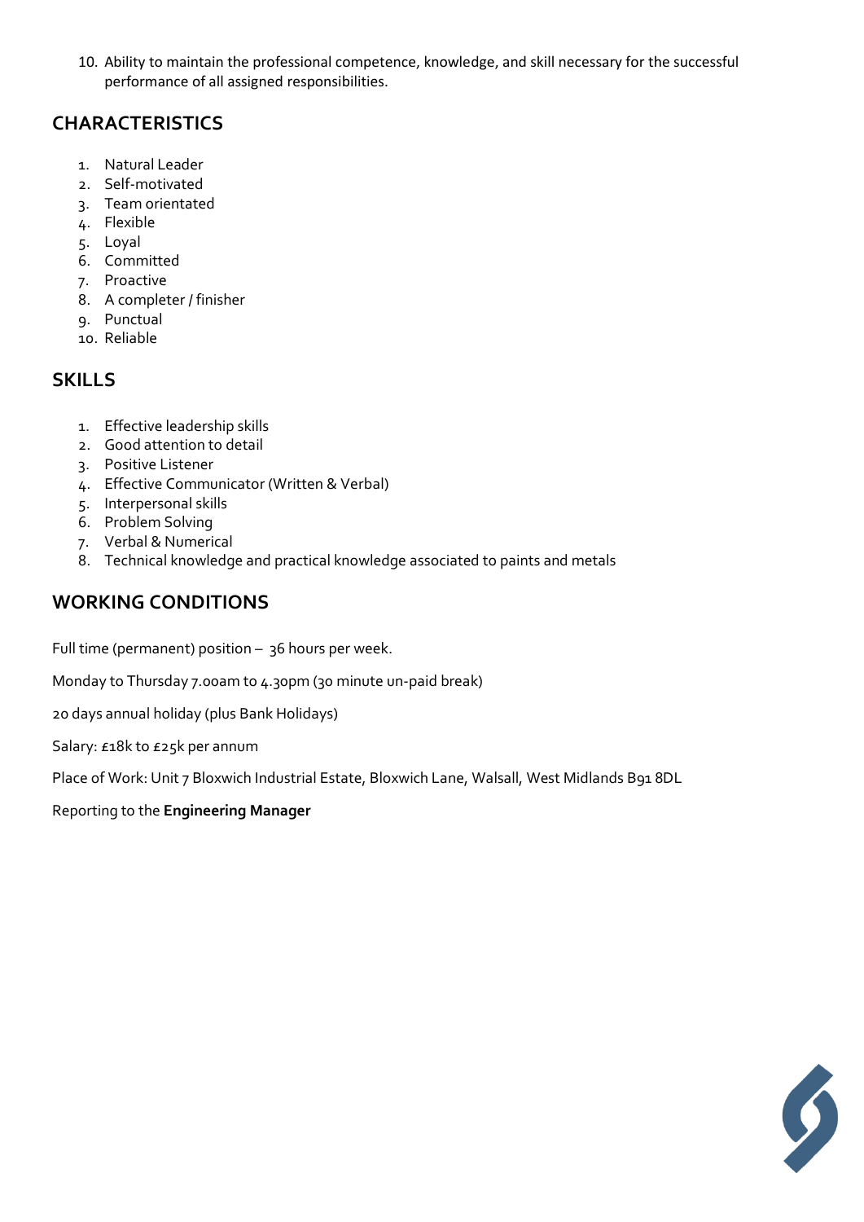10. Ability to maintain the professional competence, knowledge, and skill necessary for the successful performance of all assigned responsibilities.

## CHARACTERISTICS

1. Natural Leader
2. Self-motivated
3. Team orientated
4. Flexible
5. Loyal
6. Committed
7. Proactive
8. A completer / finisher
9. Punctual
10. Reliable

## SKILLS

1. Effective leadership skills
2. Good attention to detail
3. Positive Listener
4. Effective Communicator (Written & Verbal)
5. Interpersonal skills
6. Problem Solving
7. Verbal & Numerical
8. Technical knowledge and practical knowledge associated to paints and metals

## WORKING CONDITIONS

Full time (permanent) position – 36 hours per week.

Monday to Thursday 7.00am to 4.30pm (30 minute un-paid break)

20 days annual holiday (plus Bank Holidays)

Salary: £18k to £25k per annum

Place of Work: Unit 7 Bloxwich Industrial Estate, Bloxwich Lane, Walsall, West Midlands B91 8DL

Reporting to the **Engineering Manager**